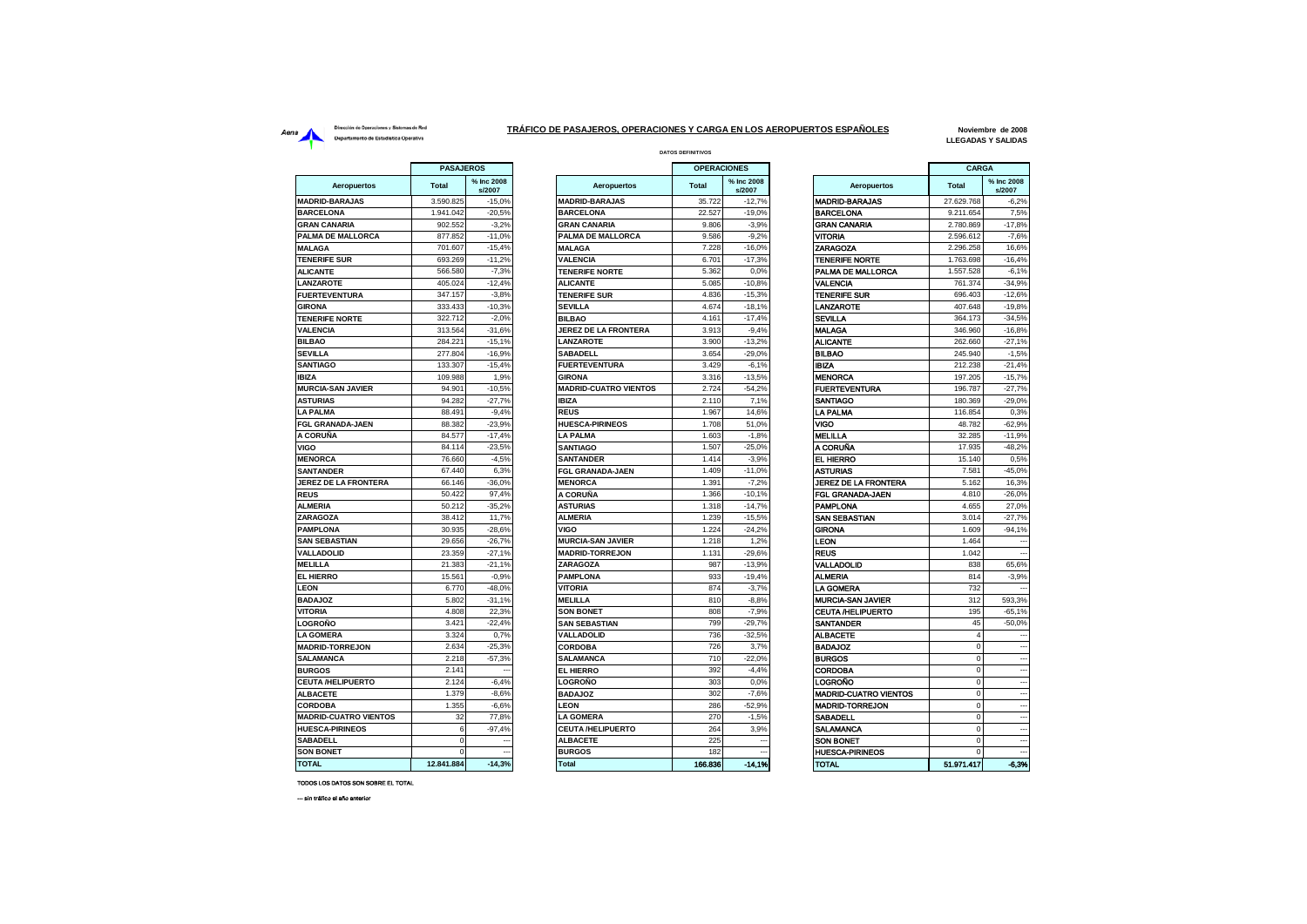Aena

Dirección de Operaciones y Sistemas de Red
Departamento de Estadística Operativa

## TRÁFICO DE PASAJEROS, OPERACIONES Y CARGA EN LOS AEROPUERTOS ESPAÑOLES

**Noviembre de 2008**
**LLEGADAS Y SALIDAS**

DATOS DEFINITIVOS

| PASAJEROS | | |
|---|---|---|
| **Aeropuertos** | **Total** | **% Inc 2008 s/2007** |
| MADRID-BARAJAS | 3.590.825 | -15,0% |
| BARCELONA | 1.941.042 | -20,5% |
| GRAN CANARIA | 902.552 | -3,2% |
| PALMA DE MALLORCA | 877.852 | -11,0% |
| MALAGA | 701.607 | -15,4% |
| TENERIFE SUR | 693.269 | -11,2% |
| ALICANTE | 566.580 | -7,3% |
| LANZAROTE | 405.024 | -12,4% |
| FUERTEVENTURA | 347.157 | -3,8% |
| GIRONA | 333.433 | -10,3% |
| TENERIFE NORTE | 322.712 | -2,0% |
| VALENCIA | 313.564 | -31,6% |
| BILBAO | 284.221 | -15,1% |
| SEVILLA | 277.804 | -16,9% |
| SANTIAGO | 133.307 | -15,4% |
| IBIZA | 109.988 | 1,9% |
| MURCIA-SAN JAVIER | 94.901 | -10,5% |
| ASTURIAS | 94.282 | -27,7% |
| LA PALMA | 88.491 | -9,4% |
| FGL GRANADA-JAEN | 88.382 | -23,9% |
| A CORUÑA | 84.577 | -17,4% |
| VIGO | 84.114 | -23,5% |
| MENORCA | 76.660 | -4,5% |
| SANTANDER | 67.440 | 6,3% |
| JEREZ DE LA FRONTERA | 66.146 | -36,0% |
| REUS | 50.422 | 97,4% |
| ALMERIA | 50.212 | -35,2% |
| ZARAGOZA | 38.412 | 11,7% |
| PAMPLONA | 30.935 | -28,6% |
| SAN SEBASTIAN | 29.656 | -26,7% |
| VALLADOLID | 23.359 | -27,1% |
| MELILLA | 21.383 | -21,1% |
| EL HIERRO | 15.561 | -0,9% |
| LEON | 6.770 | -48,0% |
| BADAJOZ | 5.802 | -31,1% |
| VITORIA | 4.808 | 22,3% |
| LOGROÑO | 3.421 | -22,4% |
| LA GOMERA | 3.324 | 0,7% |
| MADRID-TORREJON | 2.634 | -25,3% |
| SALAMANCA | 2.218 | -57,3% |
| BURGOS | 2.141 | --- |
| CEUTA /HELIPUERTO | 2.124 | -6,4% |
| ALBACETE | 1.379 | -8,6% |
| CORDOBA | 1.355 | -6,6% |
| MADRID-CUATRO VIENTOS | 32 | 77,8% |
| HUESCA-PIRINEOS | 6 | -97,4% |
| SABADELL | 0 | --- |
| SON BONET | 0 | --- |
| **TOTAL** | **12.841.884** | **-14,3%** |

| OPERACIONES | | |
|---|---|---|
| **Aeropuertos** | **Total** | **% Inc 2008 s/2007** |
| MADRID-BARAJAS | 35.722 | -12,7% |
| BARCELONA | 22.527 | -19,0% |
| GRAN CANARIA | 9.806 | -3,9% |
| PALMA DE MALLORCA | 9.586 | -9,2% |
| MALAGA | 7.228 | -16,0% |
| VALENCIA | 6.701 | -17,3% |
| TENERIFE NORTE | 5.362 | 0,0% |
| ALICANTE | 5.085 | -10,8% |
| TENERIFE SUR | 4.836 | -15,3% |
| SEVILLA | 4.674 | -18,1% |
| BILBAO | 4.161 | -17,4% |
| JEREZ DE LA FRONTERA | 3.913 | -9,4% |
| LANZAROTE | 3.900 | -13,2% |
| SABADELL | 3.654 | -29,0% |
| FUERTEVENTURA | 3.429 | -6,1% |
| GIRONA | 3.316 | -13,5% |
| MADRID-CUATRO VIENTOS | 2.724 | -54,2% |
| IBIZA | 2.110 | 7,1% |
| REUS | 1.967 | 14,6% |
| HUESCA-PIRINEOS | 1.708 | 51,0% |
| LA PALMA | 1.603 | -1,8% |
| SANTIAGO | 1.507 | -25,0% |
| SANTANDER | 1.414 | -3,9% |
| FGL GRANADA-JAEN | 1.409 | -11,0% |
| MENORCA | 1.391 | -7,2% |
| A CORUÑA | 1.366 | -10,1% |
| ASTURIAS | 1.318 | -14,7% |
| ALMERIA | 1.239 | -15,5% |
| VIGO | 1.224 | -24,2% |
| MURCIA-SAN JAVIER | 1.218 | 1,2% |
| MADRID-TORREJON | 1.131 | -29,6% |
| ZARAGOZA | 987 | -13,9% |
| PAMPLONA | 933 | -19,4% |
| VITORIA | 874 | -3,7% |
| MELILLA | 810 | -8,8% |
| SON BONET | 808 | -7,9% |
| SAN SEBASTIAN | 799 | -29,7% |
| VALLADOLID | 736 | -32,5% |
| CORDOBA | 726 | 3,7% |
| SALAMANCA | 710 | -22,0% |
| EL HIERRO | 392 | -4,4% |
| LOGROÑO | 303 | 0,0% |
| BADAJOZ | 302 | -7,6% |
| LEON | 286 | -52,9% |
| LA GOMERA | 270 | -1,5% |
| CEUTA /HELIPUERTO | 264 | 3,9% |
| ALBACETE | 225 | --- |
| BURGOS | 182 | --- |
| **Total** | **166.836** | **-14,1%** |

| CARGA | | |
|---|---|---|
| **Aeropuertos** | **Total** | **% Inc 2008 s/2007** |
| MADRID-BARAJAS | 27.629.768 | -6,2% |
| BARCELONA | 9.211.654 | 7,5% |
| GRAN CANARIA | 2.780.869 | -17,8% |
| VITORIA | 2.596.612 | -7,6% |
| ZARAGOZA | 2.296.258 | 16,6% |
| TENERIFE NORTE | 1.763.698 | -16,4% |
| PALMA DE MALLORCA | 1.557.528 | -6,1% |
| VALENCIA | 761.374 | -34,9% |
| TENERIFE SUR | 696.403 | -12,6% |
| LANZAROTE | 407.648 | -19,8% |
| SEVILLA | 364.173 | -34,5% |
| MALAGA | 346.960 | -16,8% |
| ALICANTE | 262.660 | -27,1% |
| BILBAO | 245.940 | -1,5% |
| IBIZA | 212.238 | -21,4% |
| MENORCA | 197.205 | -15,7% |
| FUERTEVENTURA | 196.787 | -27,7% |
| SANTIAGO | 180.369 | -29,0% |
| LA PALMA | 116.854 | 0,3% |
| VIGO | 48.782 | -62,9% |
| MELILLA | 32.285 | -11,9% |
| A CORUÑA | 17.935 | -48,2% |
| EL HIERRO | 15.140 | 0,5% |
| ASTURIAS | 7.581 | -45,0% |
| JEREZ DE LA FRONTERA | 5.162 | 16,3% |
| FGL GRANADA-JAEN | 4.810 | -26,0% |
| PAMPLONA | 4.655 | 27,0% |
| SAN SEBASTIAN | 3.014 | -27,7% |
| GIRONA | 1.609 | -94,1% |
| LEON | 1.464 | --- |
| REUS | 1.042 | --- |
| VALLADOLID | 838 | 65,6% |
| ALMERIA | 814 | -3,9% |
| LA GOMERA | 732 | --- |
| MURCIA-SAN JAVIER | 312 | 593,3% |
| CEUTA /HELIPUERTO | 195 | -65,1% |
| SANTANDER | 45 | -50,0% |
| ALBACETE | 4 | --- |
| BADAJOZ | 0 | --- |
| BURGOS | 0 | --- |
| CORDOBA | 0 | --- |
| LOGROÑO | 0 | --- |
| MADRID-CUATRO VIENTOS | 0 | --- |
| MADRID-TORREJON | 0 | --- |
| SABADELL | 0 | --- |
| SALAMANCA | 0 | --- |
| SON BONET | 0 | --- |
| HUESCA-PIRINEOS | 0 | --- |
| **TOTAL** | **51.971.417** | **-6,3%** |

TODOS LOS DATOS SON SOBRE EL TOTAL

--- sin tráfico el año anterior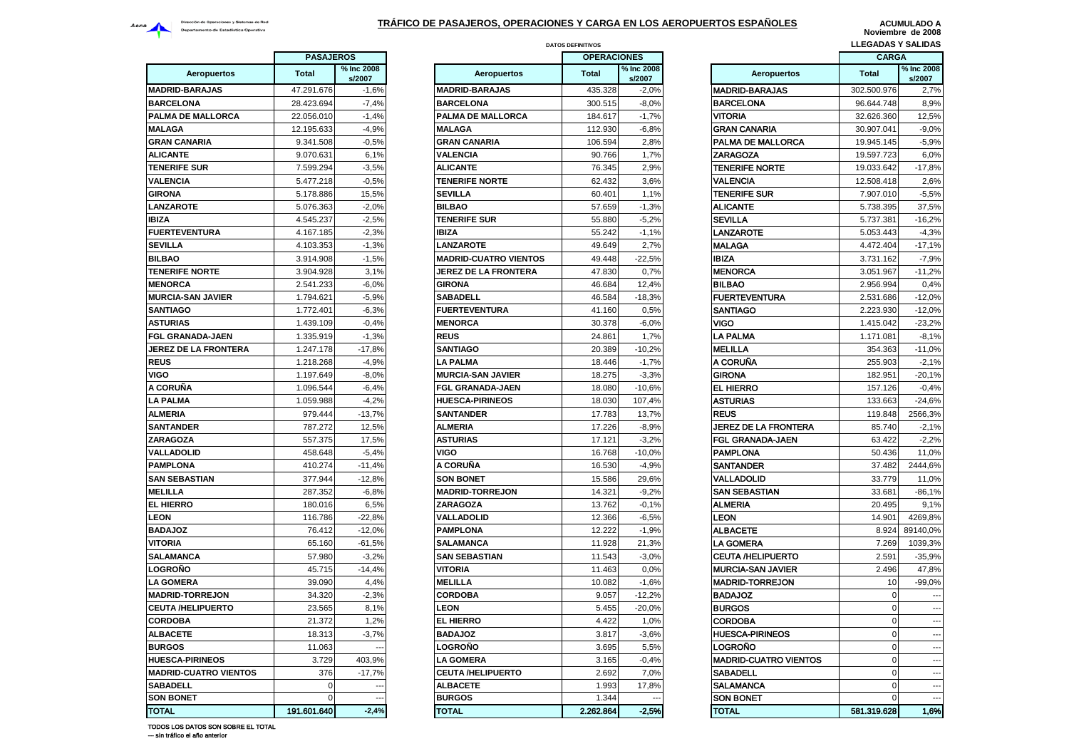Aena Dirección de Operaciones y Sistemas de Red
Departamento de Estadística Operativa

# TRÁFICO DE PASAJEROS, OPERACIONES Y CARGA EN LOS AEROPUERTOS ESPAÑOLES

**ACUMULADO A Noviembre de 2008**

DATOS DEFINITIVOS

**LLEGADAS Y SALIDAS**

| | PASAJEROS | |
|---|---|---|
| **Aeropuertos** | **Total** | **% Inc 2008 s/2007** |
| MADRID-BARAJAS | 47.291.676 | -1,6% |
| BARCELONA | 28.423.694 | -7,4% |
| PALMA DE MALLORCA | 22.056.010 | -1,4% |
| MALAGA | 12.195.633 | -4,9% |
| GRAN CANARIA | 9.341.508 | -0,5% |
| ALICANTE | 9.070.631 | 6,1% |
| TENERIFE SUR | 7.599.294 | -3,5% |
| VALENCIA | 5.477.218 | -0,5% |
| GIRONA | 5.178.886 | 15,5% |
| LANZAROTE | 5.076.363 | -2,0% |
| IBIZA | 4.545.237 | -2,5% |
| FUERTEVENTURA | 4.167.185 | -2,3% |
| SEVILLA | 4.103.353 | -1,3% |
| BILBAO | 3.914.908 | -1,5% |
| TENERIFE NORTE | 3.904.928 | 3,1% |
| MENORCA | 2.541.233 | -6,0% |
| MURCIA-SAN JAVIER | 1.794.621 | -5,9% |
| SANTIAGO | 1.772.401 | -6,3% |
| ASTURIAS | 1.439.109 | -0,4% |
| FGL GRANADA-JAEN | 1.335.919 | -1,3% |
| JEREZ DE LA FRONTERA | 1.247.178 | -17,8% |
| REUS | 1.218.268 | -4,9% |
| VIGO | 1.197.649 | -8,0% |
| A CORUÑA | 1.096.544 | -6,4% |
| LA PALMA | 1.059.988 | -4,2% |
| ALMERIA | 979.444 | -13,7% |
| SANTANDER | 787.272 | 12,5% |
| ZARAGOZA | 557.375 | 17,5% |
| VALLADOLID | 458.648 | -5,4% |
| PAMPLONA | 410.274 | -11,4% |
| SAN SEBASTIAN | 377.944 | -12,8% |
| MELILLA | 287.352 | -6,8% |
| EL HIERRO | 180.016 | 6,5% |
| LEON | 116.786 | -22,8% |
| BADAJOZ | 76.412 | -12,0% |
| VITORIA | 65.160 | -61,5% |
| SALAMANCA | 57.980 | -3,2% |
| LOGROÑO | 45.715 | -14,4% |
| LA GOMERA | 39.090 | 4,4% |
| MADRID-TORREJON | 34.320 | -2,3% |
| CEUTA /HELIPUERTO | 23.565 | 8,1% |
| CORDOBA | 21.372 | 1,2% |
| ALBACETE | 18.313 | -3,7% |
| BURGOS | 11.063 | --- |
| HUESCA-PIRINEOS | 3.729 | 403,9% |
| MADRID-CUATRO VIENTOS | 376 | -17,7% |
| SABADELL | 0 | --- |
| SON BONET | 0 | --- |
| **TOTAL** | **191.601.640** | **-2,4%** |

| | OPERACIONES | |
|---|---|---|
| **Aeropuertos** | **Total** | **% Inc 2008 s/2007** |
| MADRID-BARAJAS | 435.328 | -2,0% |
| BARCELONA | 300.515 | -8,0% |
| PALMA DE MALLORCA | 184.617 | -1,7% |
| MALAGA | 112.930 | -6,8% |
| GRAN CANARIA | 106.594 | 2,8% |
| VALENCIA | 90.766 | 1,7% |
| ALICANTE | 76.345 | 2,9% |
| TENERIFE NORTE | 62.432 | 3,6% |
| SEVILLA | 60.401 | 1,1% |
| BILBAO | 57.659 | -1,3% |
| TENERIFE SUR | 55.880 | -5,2% |
| IBIZA | 55.242 | -1,1% |
| LANZAROTE | 49.649 | 2,7% |
| MADRID-CUATRO VIENTOS | 49.448 | -22,5% |
| JEREZ DE LA FRONTERA | 47.830 | 0,7% |
| GIRONA | 46.684 | 12,4% |
| SABADELL | 46.584 | -18,3% |
| FUERTEVENTURA | 41.160 | 0,5% |
| MENORCA | 30.378 | -6,0% |
| REUS | 24.861 | 1,7% |
| SANTIAGO | 20.389 | -10,2% |
| LA PALMA | 18.446 | -1,7% |
| MURCIA-SAN JAVIER | 18.275 | -3,3% |
| FGL GRANADA-JAEN | 18.080 | -10,6% |
| HUESCA-PIRINEOS | 18.030 | 107,4% |
| SANTANDER | 17.783 | 13,7% |
| ALMERIA | 17.226 | -8,9% |
| ASTURIAS | 17.121 | -3,2% |
| VIGO | 16.768 | -10,0% |
| A CORUÑA | 16.530 | -4,9% |
| SON BONET | 15.586 | 29,6% |
| MADRID-TORREJON | 14.321 | -9,2% |
| ZARAGOZA | 13.762 | -0,1% |
| VALLADOLID | 12.366 | -6,5% |
| PAMPLONA | 12.222 | -1,9% |
| SALAMANCA | 11.928 | 21,3% |
| SAN SEBASTIAN | 11.543 | -3,0% |
| VITORIA | 11.463 | 0,0% |
| MELILLA | 10.082 | -1,6% |
| CORDOBA | 9.057 | -12,2% |
| LEON | 5.455 | -20,0% |
| EL HIERRO | 4.422 | 1,0% |
| BADAJOZ | 3.817 | -3,6% |
| LOGROÑO | 3.695 | 5,5% |
| LA GOMERA | 3.165 | -0,4% |
| CEUTA /HELIPUERTO | 2.692 | 7,0% |
| ALBACETE | 1.993 | 17,8% |
| BURGOS | 1.344 | --- |
| **TOTAL** | **2.262.864** | **-2,5%** |

| | CARGA | |
|---|---|---|
| **Aeropuertos** | **Total** | **% Inc 2008 s/2007** |
| MADRID-BARAJAS | 302.500.976 | 2,7% |
| BARCELONA | 96.644.748 | 8,9% |
| VITORIA | 32.626.360 | 12,5% |
| GRAN CANARIA | 30.907.041 | -9,0% |
| PALMA DE MALLORCA | 19.945.145 | -5,9% |
| ZARAGOZA | 19.597.723 | 6,0% |
| TENERIFE NORTE | 19.033.642 | -17,8% |
| VALENCIA | 12.508.418 | 2,6% |
| TENERIFE SUR | 7.907.010 | -5,5% |
| ALICANTE | 5.738.395 | 37,5% |
| SEVILLA | 5.737.381 | -16,2% |
| LANZAROTE | 5.053.443 | -4,3% |
| MALAGA | 4.472.404 | -17,1% |
| IBIZA | 3.731.162 | -7,9% |
| MENORCA | 3.051.967 | -11,2% |
| BILBAO | 2.956.994 | 0,4% |
| FUERTEVENTURA | 2.531.686 | -12,0% |
| SANTIAGO | 2.223.930 | -12,0% |
| VIGO | 1.415.042 | -23,2% |
| LA PALMA | 1.171.081 | -8,1% |
| MELILLA | 354.363 | -11,0% |
| A CORUÑA | 255.903 | -2,1% |
| GIRONA | 182.951 | -20,1% |
| EL HIERRO | 157.126 | -0,4% |
| ASTURIAS | 133.663 | -24,6% |
| REUS | 119.848 | 2566,3% |
| JEREZ DE LA FRONTERA | 85.740 | -2,1% |
| FGL GRANADA-JAEN | 63.422 | -2,2% |
| PAMPLONA | 50.436 | 11,0% |
| SANTANDER | 37.482 | 2444,6% |
| VALLADOLID | 33.779 | 11,0% |
| SAN SEBASTIAN | 33.681 | -86,1% |
| ALMERIA | 20.495 | 9,1% |
| LEON | 14.901 | 4269,8% |
| ALBACETE | 8.924 | 89140,0% |
| LA GOMERA | 7.269 | 1039,3% |
| CEUTA /HELIPUERTO | 2.591 | -35,9% |
| MURCIA-SAN JAVIER | 2.496 | 47,8% |
| MADRID-TORREJON | 10 | -99,0% |
| BADAJOZ | 0 | --- |
| BURGOS | 0 | --- |
| CORDOBA | 0 | --- |
| HUESCA-PIRINEOS | 0 | --- |
| LOGROÑO | 0 | --- |
| MADRID-CUATRO VIENTOS | 0 | --- |
| SABADELL | 0 | --- |
| SALAMANCA | 0 | --- |
| SON BONET | 0 | --- |
| **TOTAL** | **581.319.628** | **1,6%** |

TODOS LOS DATOS SON SOBRE EL TOTAL
--- sin tráfico el año anterior